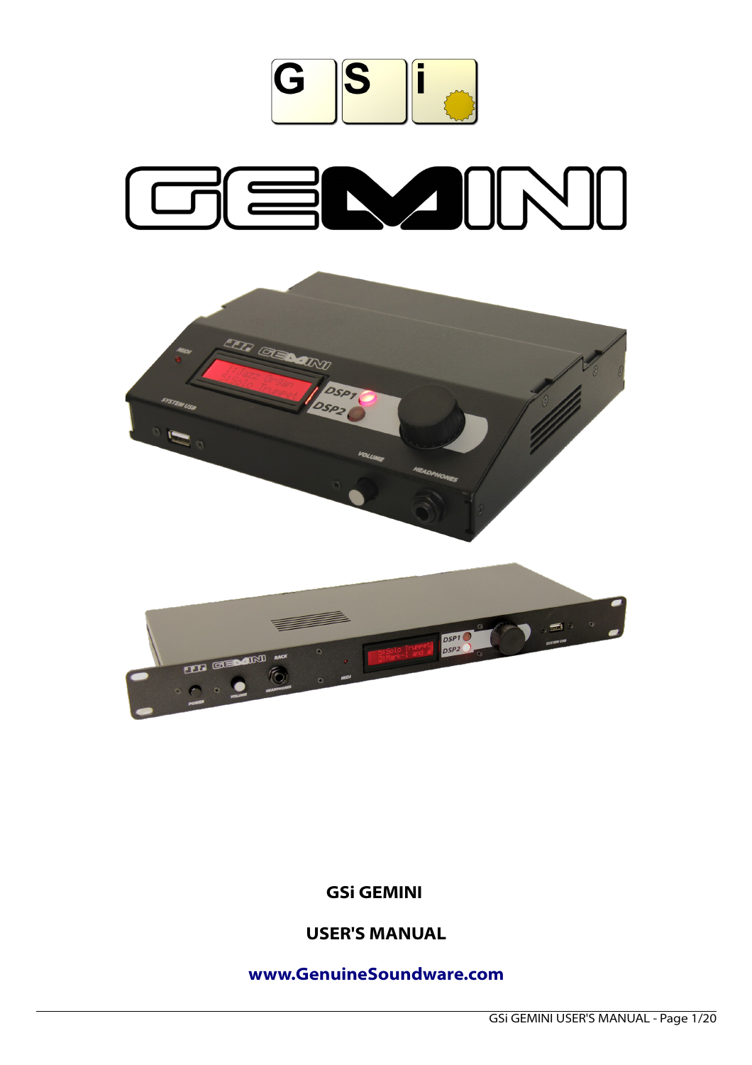**GSi GEMINI**

**USER'S MANUAL**

**www.GenuineSoundware.com**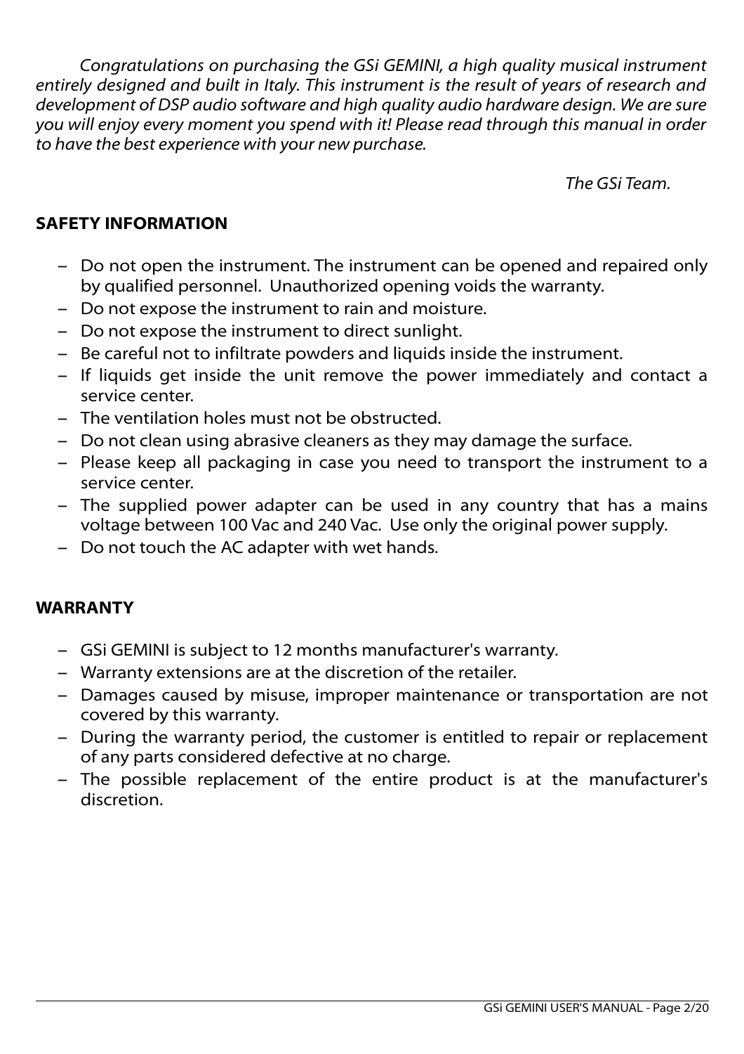*Congratulations on purchasing the GSi GEMINI, a high quality musical instrument entirely designed and built in Italy. This instrument is the result of years of research and development of DSP audio software and high quality audio hardware design. We are sure you will enjoy every moment you spend with it! Please read through this manual in order to have the best experience with your new purchase.*

*The GSi Team.*

## SAFETY INFORMATION

- Do not open the instrument. The instrument can be opened and repaired only by qualified personnel. Unauthorized opening voids the warranty.
- Do not expose the instrument to rain and moisture.
- Do not expose the instrument to direct sunlight.
- Be careful not to infiltrate powders and liquids inside the instrument.
- If liquids get inside the unit remove the power immediately and contact a service center.
- The ventilation holes must not be obstructed.
- Do not clean using abrasive cleaners as they may damage the surface.
- Please keep all packaging in case you need to transport the instrument to a service center.
- The supplied power adapter can be used in any country that has a mains voltage between 100 Vac and 240 Vac. Use only the original power supply.
- Do not touch the AC adapter with wet hands.

## WARRANTY

- GSi GEMINI is subject to 12 months manufacturer's warranty.
- Warranty extensions are at the discretion of the retailer.
- Damages caused by misuse, improper maintenance or transportation are not covered by this warranty.
- During the warranty period, the customer is entitled to repair or replacement of any parts considered defective at no charge.
- The possible replacement of the entire product is at the manufacturer's discretion.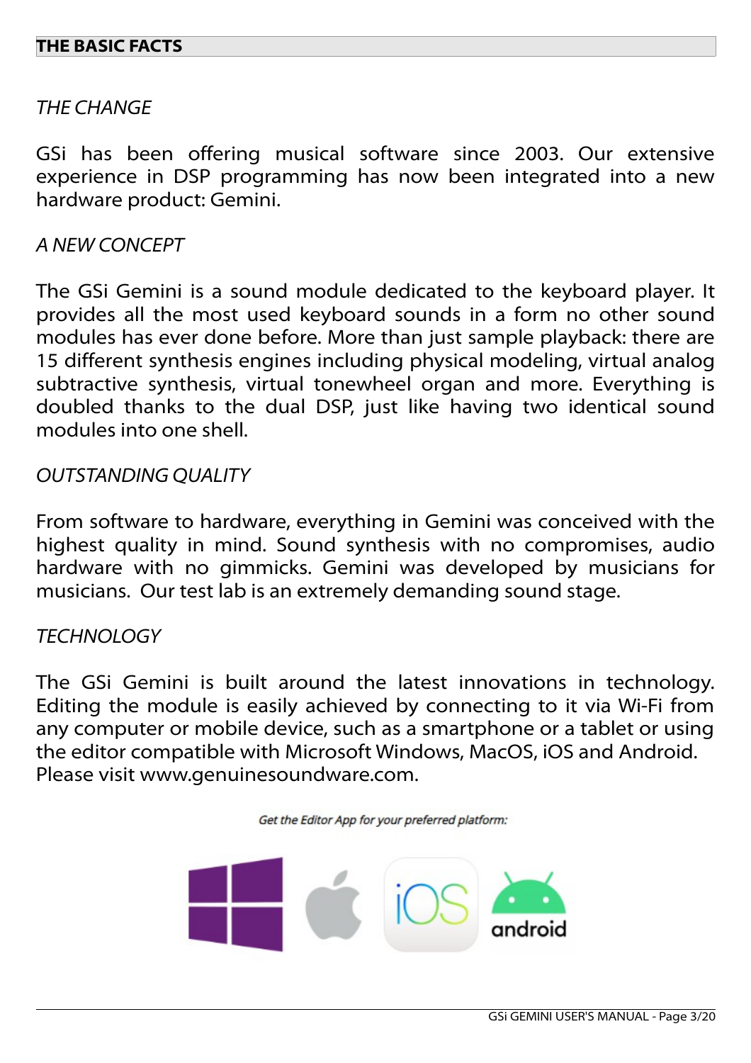## THE BASIC FACTS

*THE CHANGE*

GSi has been offering musical software since 2003. Our extensive experience in DSP programming has now been integrated into a new hardware product: Gemini.

*A NEW CONCEPT*

The GSi Gemini is a sound module dedicated to the keyboard player. It provides all the most used keyboard sounds in a form no other sound modules has ever done before. More than just sample playback: there are 15 different synthesis engines including physical modeling, virtual analog subtractive synthesis, virtual tonewheel organ and more. Everything is doubled thanks to the dual DSP, just like having two identical sound modules into one shell.

*OUTSTANDING QUALITY*

From software to hardware, everything in Gemini was conceived with the highest quality in mind. Sound synthesis with no compromises, audio hardware with no gimmicks. Gemini was developed by musicians for musicians. Our test lab is an extremely demanding sound stage.

*TECHNOLOGY*

The GSi Gemini is built around the latest innovations in technology. Editing the module is easily achieved by connecting to it via Wi-Fi from any computer or mobile device, such as a smartphone or a tablet or using the editor compatible with Microsoft Windows, MacOS, iOS and Android.
Please visit www.genuinesoundware.com.

*Get the Editor App for your preferred platform:*

iOS android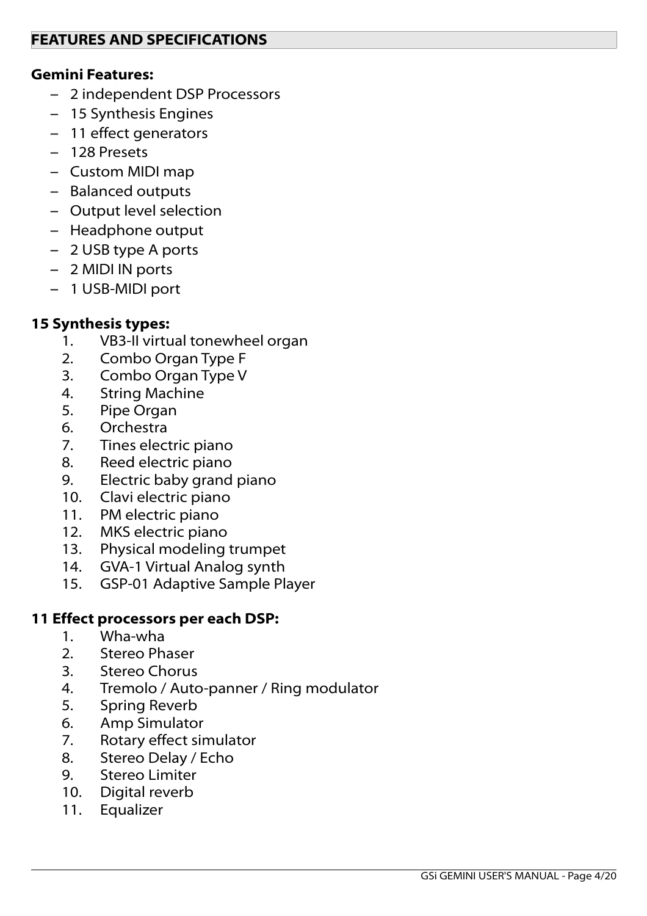## FEATURES AND SPECIFICATIONS

**Gemini Features:**

- 2 independent DSP Processors
- 15 Synthesis Engines
- 11 effect generators
- 128 Presets
- Custom MIDI map
- Balanced outputs
- Output level selection
- Headphone output
- 2 USB type A ports
- 2 MIDI IN ports
- 1 USB-MIDI port

**15 Synthesis types:**

1. VB3-II virtual tonewheel organ
2. Combo Organ Type F
3. Combo Organ Type V
4. String Machine
5. Pipe Organ
6. Orchestra
7. Tines electric piano
8. Reed electric piano
9. Electric baby grand piano
10. Clavi electric piano
11. PM electric piano
12. MKS electric piano
13. Physical modeling trumpet
14. GVA-1 Virtual Analog synth
15. GSP-01 Adaptive Sample Player

**11 Effect processors per each DSP:**

1. Wha-wha
2. Stereo Phaser
3. Stereo Chorus
4. Tremolo / Auto-panner / Ring modulator
5. Spring Reverb
6. Amp Simulator
7. Rotary effect simulator
8. Stereo Delay / Echo
9. Stereo Limiter
10. Digital reverb
11. Equalizer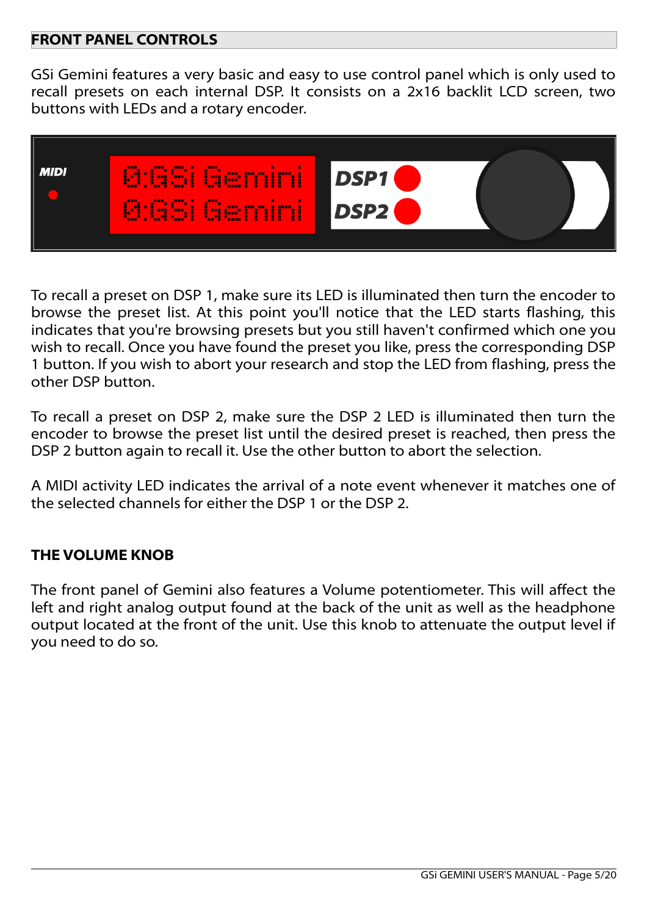## FRONT PANEL CONTROLS

GSi Gemini features a very basic and easy to use control panel which is only used to recall presets on each internal DSP. It consists on a 2x16 backlit LCD screen, two buttons with LEDs and a rotary encoder.

To recall a preset on DSP 1, make sure its LED is illuminated then turn the encoder to browse the preset list. At this point you'll notice that the LED starts flashing, this indicates that you're browsing presets but you still haven't confirmed which one you wish to recall. Once you have found the preset you like, press the corresponding DSP 1 button. If you wish to abort your research and stop the LED from flashing, press the other DSP button.

To recall a preset on DSP 2, make sure the DSP 2 LED is illuminated then turn the encoder to browse the preset list until the desired preset is reached, then press the DSP 2 button again to recall it. Use the other button to abort the selection.

A MIDI activity LED indicates the arrival of a note event whenever it matches one of the selected channels for either the DSP 1 or the DSP 2.

## THE VOLUME KNOB

The front panel of Gemini also features a Volume potentiometer. This will affect the left and right analog output found at the back of the unit as well as the headphone output located at the front of the unit. Use this knob to attenuate the output level if you need to do so.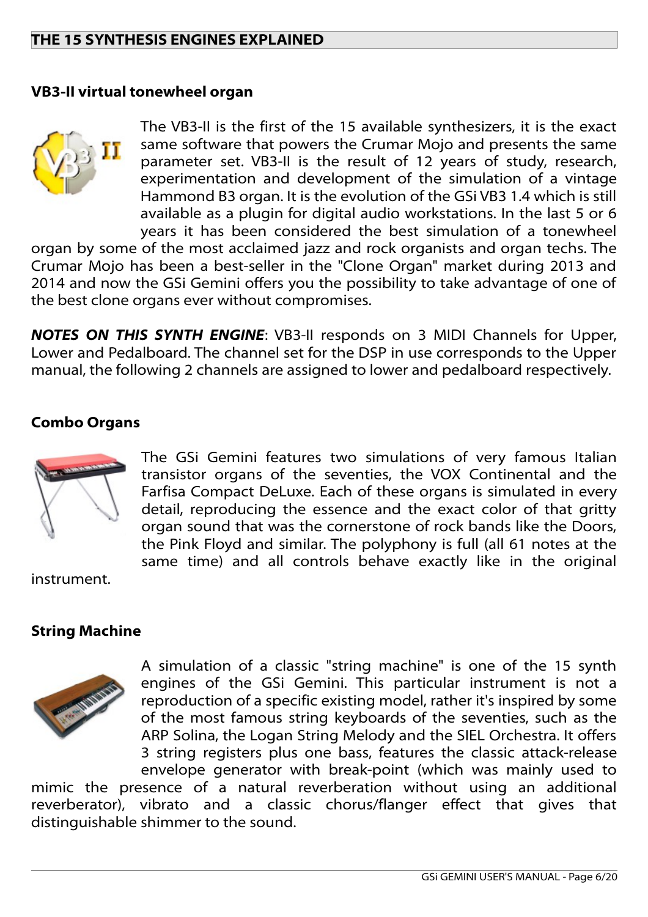## THE 15 SYNTHESIS ENGINES EXPLAINED

### VB3-II virtual tonewheel organ

The VB3-II is the first of the 15 available synthesizers, it is the exact same software that powers the Crumar Mojo and presents the same parameter set. VB3-II is the result of 12 years of study, research, experimentation and development of the simulation of a vintage Hammond B3 organ. It is the evolution of the GSi VB3 1.4 which is still available as a plugin for digital audio workstations. In the last 5 or 6 years it has been considered the best simulation of a tonewheel organ by some of the most acclaimed jazz and rock organists and organ techs. The Crumar Mojo has been a best-seller in the "Clone Organ" market during 2013 and 2014 and now the GSi Gemini offers you the possibility to take advantage of one of the best clone organs ever without compromises.

***NOTES ON THIS SYNTH ENGINE***: VB3-II responds on 3 MIDI Channels for Upper, Lower and Pedalboard. The channel set for the DSP in use corresponds to the Upper manual, the following 2 channels are assigned to lower and pedalboard respectively.

### Combo Organs

The GSi Gemini features two simulations of very famous Italian transistor organs of the seventies, the VOX Continental and the Farfisa Compact DeLuxe. Each of these organs is simulated in every detail, reproducing the essence and the exact color of that gritty organ sound that was the cornerstone of rock bands like the Doors, the Pink Floyd and similar. The polyphony is full (all 61 notes at the same time) and all controls behave exactly like in the original instrument.

### String Machine

A simulation of a classic "string machine" is one of the 15 synth engines of the GSi Gemini. This particular instrument is not a reproduction of a specific existing model, rather it's inspired by some of the most famous string keyboards of the seventies, such as the ARP Solina, the Logan String Melody and the SIEL Orchestra. It offers 3 string registers plus one bass, features the classic attack-release envelope generator with break-point (which was mainly used to mimic the presence of a natural reverberation without using an additional reverberator), vibrato and a classic chorus/flanger effect that gives that distinguishable shimmer to the sound.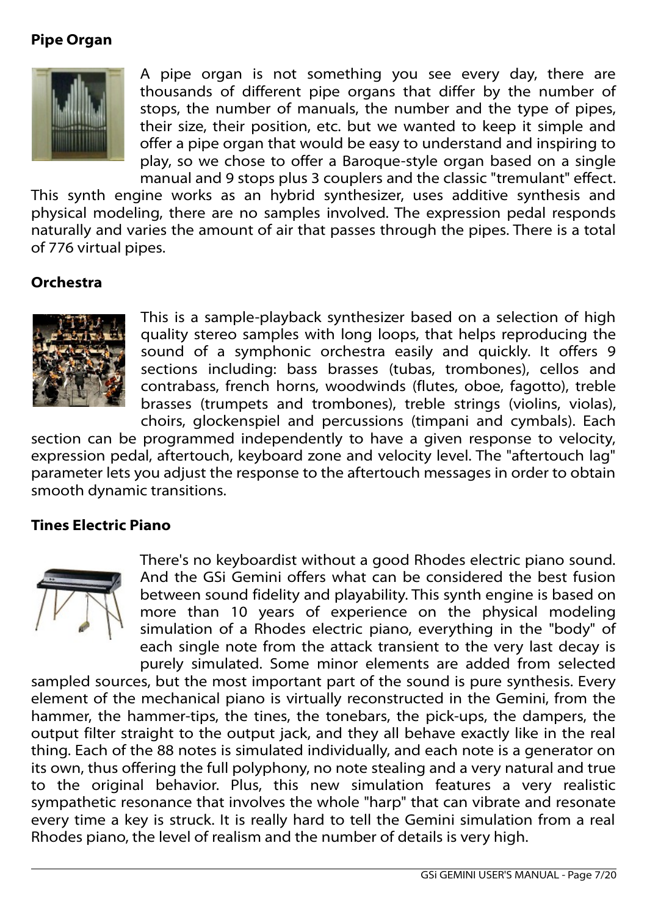**Pipe Organ**

A pipe organ is not something you see every day, there are thousands of different pipe organs that differ by the number of stops, the number of manuals, the number and the type of pipes, their size, their position, etc. but we wanted to keep it simple and offer a pipe organ that would be easy to understand and inspiring to play, so we chose to offer a Baroque-style organ based on a single manual and 9 stops plus 3 couplers and the classic "tremulant" effect. This synth engine works as an hybrid synthesizer, uses additive synthesis and physical modeling, there are no samples involved. The expression pedal responds naturally and varies the amount of air that passes through the pipes. There is a total of 776 virtual pipes.

**Orchestra**

This is a sample-playback synthesizer based on a selection of high quality stereo samples with long loops, that helps reproducing the sound of a symphonic orchestra easily and quickly. It offers 9 sections including: bass brasses (tubas, trombones), cellos and contrabass, french horns, woodwinds (flutes, oboe, fagotto), treble brasses (trumpets and trombones), treble strings (violins, violas), choirs, glockenspiel and percussions (timpani and cymbals). Each section can be programmed independently to have a given response to velocity, expression pedal, aftertouch, keyboard zone and velocity level. The "aftertouch lag" parameter lets you adjust the response to the aftertouch messages in order to obtain smooth dynamic transitions.

**Tines Electric Piano**

There's no keyboardist without a good Rhodes electric piano sound. And the GSi Gemini offers what can be considered the best fusion between sound fidelity and playability. This synth engine is based on more than 10 years of experience on the physical modeling simulation of a Rhodes electric piano, everything in the "body" of each single note from the attack transient to the very last decay is purely simulated. Some minor elements are added from selected sampled sources, but the most important part of the sound is pure synthesis. Every element of the mechanical piano is virtually reconstructed in the Gemini, from the hammer, the hammer-tips, the tines, the tonebars, the pick-ups, the dampers, the output filter straight to the output jack, and they all behave exactly like in the real thing. Each of the 88 notes is simulated individually, and each note is a generator on its own, thus offering the full polyphony, no note stealing and a very natural and true to the original behavior. Plus, this new simulation features a very realistic sympathetic resonance that involves the whole "harp" that can vibrate and resonate every time a key is struck. It is really hard to tell the Gemini simulation from a real Rhodes piano, the level of realism and the number of details is very high.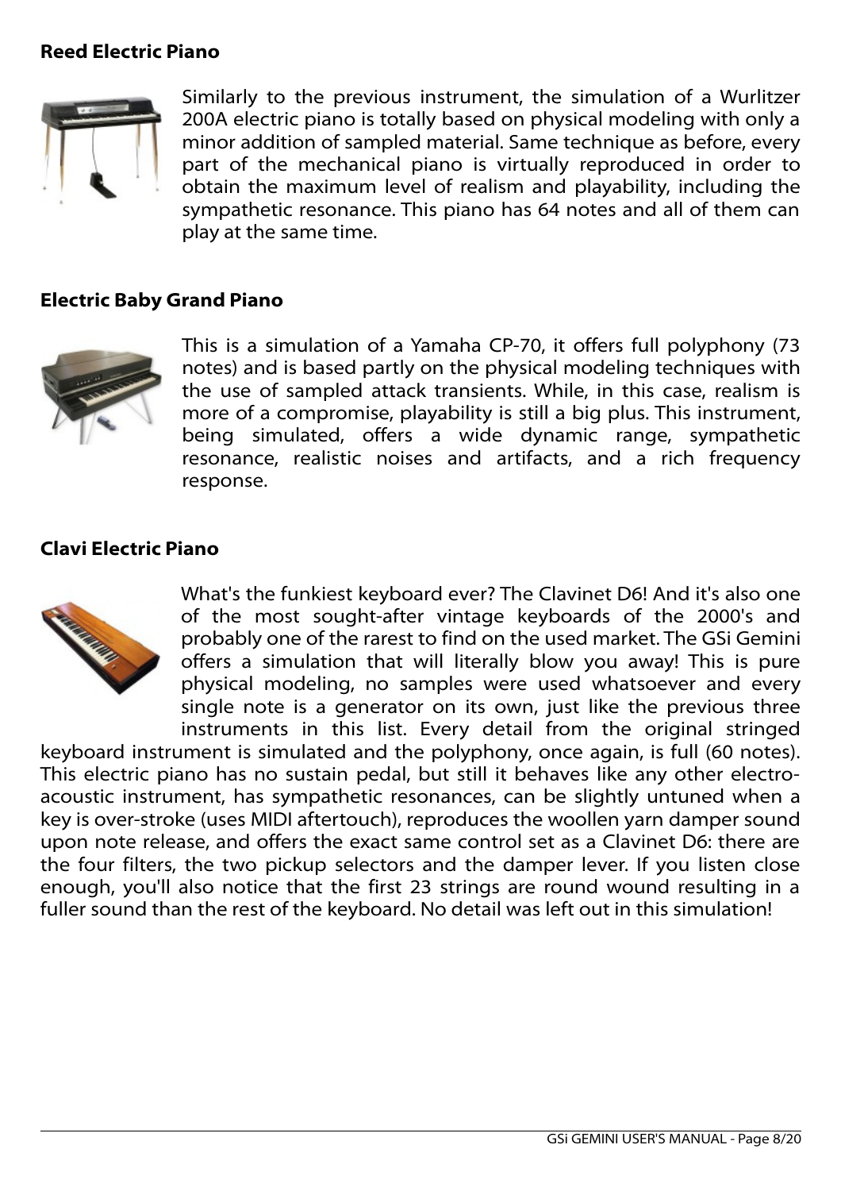### Reed Electric Piano

Similarly to the previous instrument, the simulation of a Wurlitzer 200A electric piano is totally based on physical modeling with only a minor addition of sampled material. Same technique as before, every part of the mechanical piano is virtually reproduced in order to obtain the maximum level of realism and playability, including the sympathetic resonance. This piano has 64 notes and all of them can play at the same time.

### Electric Baby Grand Piano

This is a simulation of a Yamaha CP-70, it offers full polyphony (73 notes) and is based partly on the physical modeling techniques with the use of sampled attack transients. While, in this case, realism is more of a compromise, playability is still a big plus. This instrument, being simulated, offers a wide dynamic range, sympathetic resonance, realistic noises and artifacts, and a rich frequency response.

### Clavi Electric Piano

What's the funkiest keyboard ever? The Clavinet D6! And it's also one of the most sought-after vintage keyboards of the 2000's and probably one of the rarest to find on the used market. The GSi Gemini offers a simulation that will literally blow you away! This is pure physical modeling, no samples were used whatsoever and every single note is a generator on its own, just like the previous three instruments in this list. Every detail from the original stringed keyboard instrument is simulated and the polyphony, once again, is full (60 notes). This electric piano has no sustain pedal, but still it behaves like any other electro-acoustic instrument, has sympathetic resonances, can be slightly untuned when a key is over-stroke (uses MIDI aftertouch), reproduces the woollen yarn damper sound upon note release, and offers the exact same control set as a Clavinet D6: there are the four filters, the two pickup selectors and the damper lever. If you listen close enough, you'll also notice that the first 23 strings are round wound resulting in a fuller sound than the rest of the keyboard. No detail was left out in this simulation!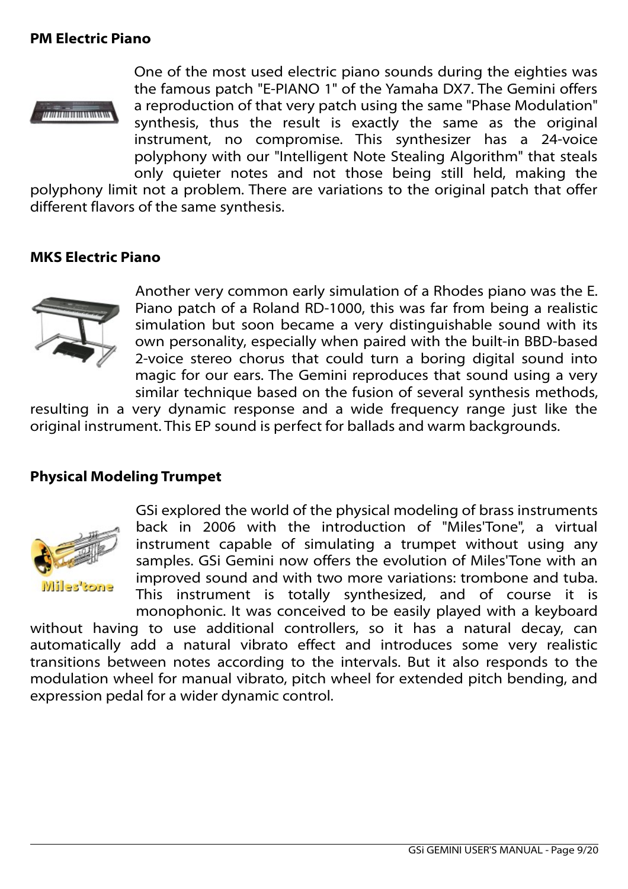## PM Electric Piano

One of the most used electric piano sounds during the eighties was the famous patch "E-PIANO 1" of the Yamaha DX7. The Gemini offers a reproduction of that very patch using the same "Phase Modulation" synthesis, thus the result is exactly the same as the original instrument, no compromise. This synthesizer has a 24-voice polyphony with our "Intelligent Note Stealing Algorithm" that steals only quieter notes and not those being still held, making the polyphony limit not a problem. There are variations to the original patch that offer different flavors of the same synthesis.

## MKS Electric Piano

Another very common early simulation of a Rhodes piano was the E. Piano patch of a Roland RD-1000, this was far from being a realistic simulation but soon became a very distinguishable sound with its own personality, especially when paired with the built-in BBD-based 2-voice stereo chorus that could turn a boring digital sound into magic for our ears. The Gemini reproduces that sound using a very similar technique based on the fusion of several synthesis methods, resulting in a very dynamic response and a wide frequency range just like the original instrument. This EP sound is perfect for ballads and warm backgrounds.

## Physical Modeling Trumpet

GSi explored the world of the physical modeling of brass instruments back in 2006 with the introduction of "Miles'Tone", a virtual instrument capable of simulating a trumpet without using any samples. GSi Gemini now offers the evolution of Miles'Tone with an improved sound and with two more variations: trombone and tuba. This instrument is totally synthesized, and of course it is monophonic. It was conceived to be easily played with a keyboard without having to use additional controllers, so it has a natural decay, can automatically add a natural vibrato effect and introduces some very realistic transitions between notes according to the intervals. But it also responds to the modulation wheel for manual vibrato, pitch wheel for extended pitch bending, and expression pedal for a wider dynamic control.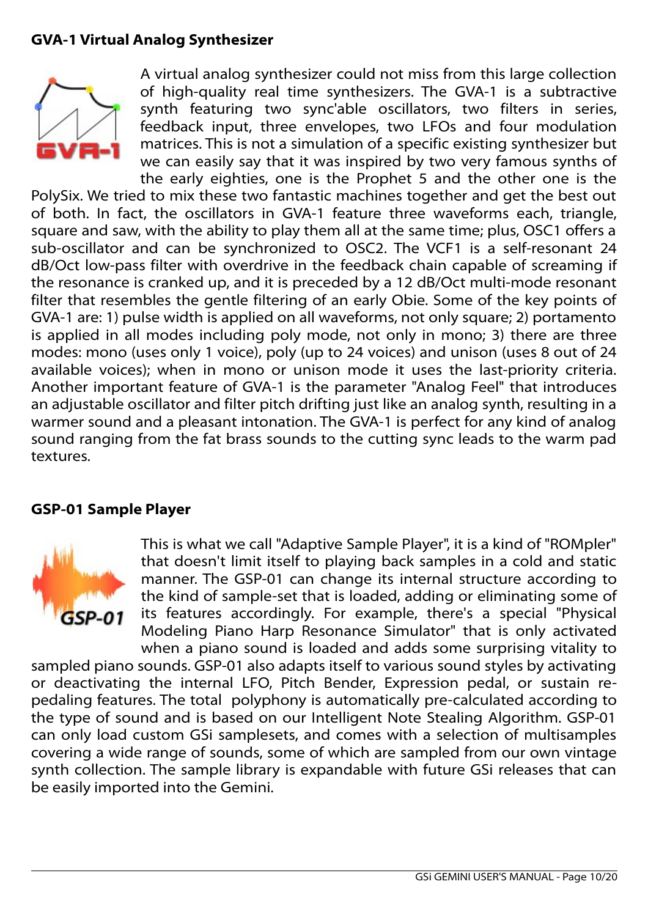## GVA-1 Virtual Analog Synthesizer

A virtual analog synthesizer could not miss from this large collection of high-quality real time synthesizers. The GVA-1 is a subtractive synth featuring two sync'able oscillators, two filters in series, feedback input, three envelopes, two LFOs and four modulation matrices. This is not a simulation of a specific existing synthesizer but we can easily say that it was inspired by two very famous synths of the early eighties, one is the Prophet 5 and the other one is the PolySix. We tried to mix these two fantastic machines together and get the best out of both. In fact, the oscillators in GVA-1 feature three waveforms each, triangle, square and saw, with the ability to play them all at the same time; plus, OSC1 offers a sub-oscillator and can be synchronized to OSC2. The VCF1 is a self-resonant 24 dB/Oct low-pass filter with overdrive in the feedback chain capable of screaming if the resonance is cranked up, and it is preceded by a 12 dB/Oct multi-mode resonant filter that resembles the gentle filtering of an early Obie. Some of the key points of GVA-1 are: 1) pulse width is applied on all waveforms, not only square; 2) portamento is applied in all modes including poly mode, not only in mono; 3) there are three modes: mono (uses only 1 voice), poly (up to 24 voices) and unison (uses 8 out of 24 available voices); when in mono or unison mode it uses the last-priority criteria. Another important feature of GVA-1 is the parameter "Analog Feel" that introduces an adjustable oscillator and filter pitch drifting just like an analog synth, resulting in a warmer sound and a pleasant intonation. The GVA-1 is perfect for any kind of analog sound ranging from the fat brass sounds to the cutting sync leads to the warm pad textures.

## GSP-01 Sample Player

This is what we call "Adaptive Sample Player", it is a kind of "ROMpler" that doesn't limit itself to playing back samples in a cold and static manner. The GSP-01 can change its internal structure according to the kind of sample-set that is loaded, adding or eliminating some of its features accordingly. For example, there's a special "Physical Modeling Piano Harp Resonance Simulator" that is only activated when a piano sound is loaded and adds some surprising vitality to sampled piano sounds. GSP-01 also adapts itself to various sound styles by activating or deactivating the internal LFO, Pitch Bender, Expression pedal, or sustain re-pedaling features. The total polyphony is automatically pre-calculated according to the type of sound and is based on our Intelligent Note Stealing Algorithm. GSP-01 can only load custom GSi samplesets, and comes with a selection of multisamples covering a wide range of sounds, some of which are sampled from our own vintage synth collection. The sample library is expandable with future GSi releases that can be easily imported into the Gemini.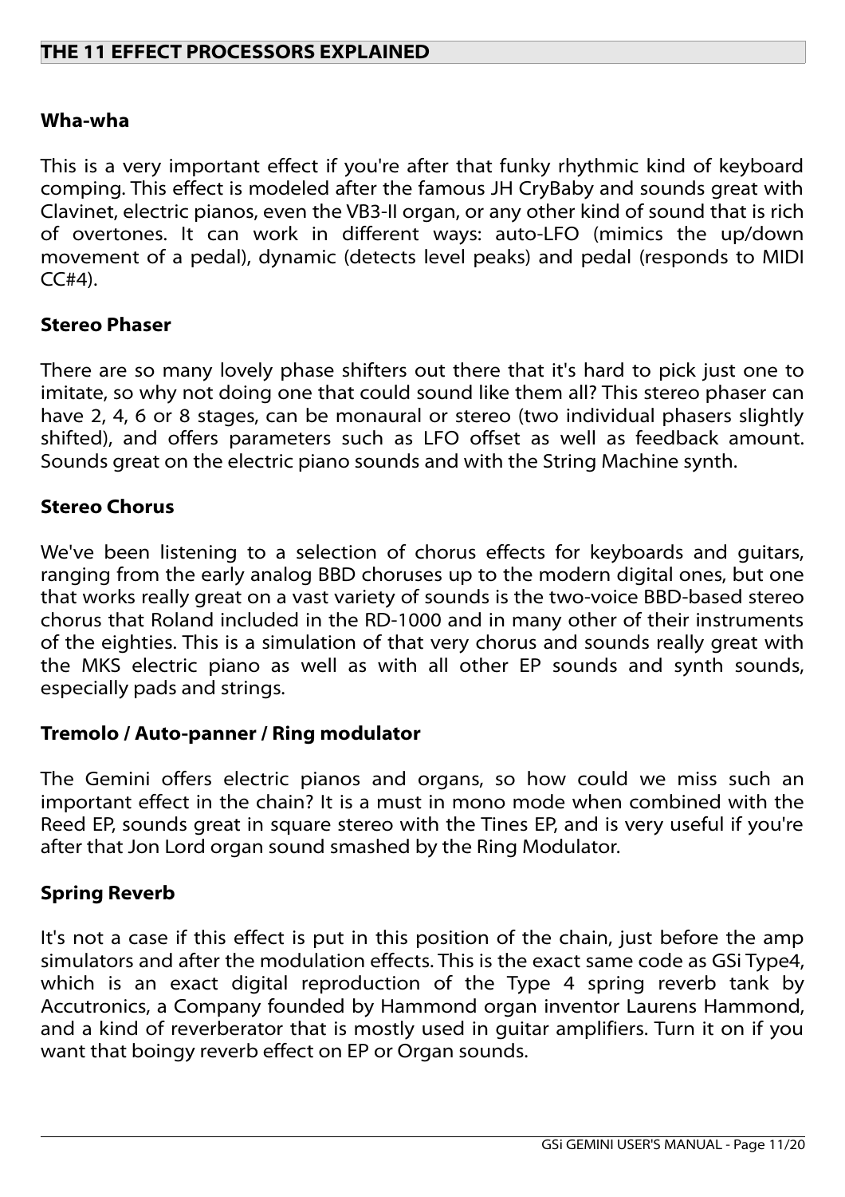## THE 11 EFFECT PROCESSORS EXPLAINED

### Wha-wha

This is a very important effect if you're after that funky rhythmic kind of keyboard comping. This effect is modeled after the famous JH CryBaby and sounds great with Clavinet, electric pianos, even the VB3-II organ, or any other kind of sound that is rich of overtones. It can work in different ways: auto-LFO (mimics the up/down movement of a pedal), dynamic (detects level peaks) and pedal (responds to MIDI CC#4).

### Stereo Phaser

There are so many lovely phase shifters out there that it's hard to pick just one to imitate, so why not doing one that could sound like them all? This stereo phaser can have 2, 4, 6 or 8 stages, can be monaural or stereo (two individual phasers slightly shifted), and offers parameters such as LFO offset as well as feedback amount. Sounds great on the electric piano sounds and with the String Machine synth.

### Stereo Chorus

We've been listening to a selection of chorus effects for keyboards and guitars, ranging from the early analog BBD choruses up to the modern digital ones, but one that works really great on a vast variety of sounds is the two-voice BBD-based stereo chorus that Roland included in the RD-1000 and in many other of their instruments of the eighties. This is a simulation of that very chorus and sounds really great with the MKS electric piano as well as with all other EP sounds and synth sounds, especially pads and strings.

### Tremolo / Auto-panner / Ring modulator

The Gemini offers electric pianos and organs, so how could we miss such an important effect in the chain? It is a must in mono mode when combined with the Reed EP, sounds great in square stereo with the Tines EP, and is very useful if you're after that Jon Lord organ sound smashed by the Ring Modulator.

### Spring Reverb

It's not a case if this effect is put in this position of the chain, just before the amp simulators and after the modulation effects. This is the exact same code as GSi Type4, which is an exact digital reproduction of the Type 4 spring reverb tank by Accutronics, a Company founded by Hammond organ inventor Laurens Hammond, and a kind of reverberator that is mostly used in guitar amplifiers. Turn it on if you want that boingy reverb effect on EP or Organ sounds.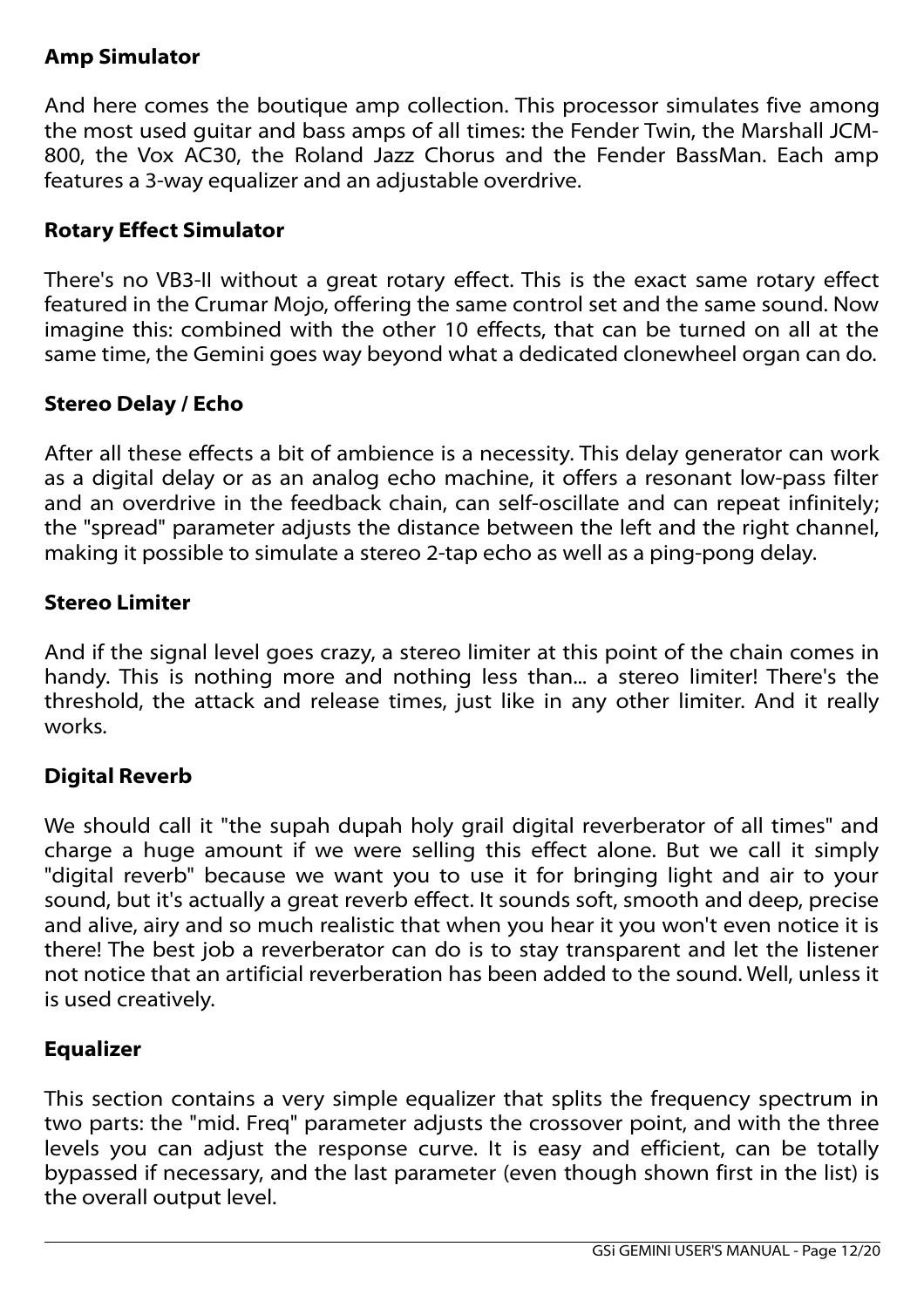**Amp Simulator**

And here comes the boutique amp collection. This processor simulates five among the most used guitar and bass amps of all times: the Fender Twin, the Marshall JCM-800, the Vox AC30, the Roland Jazz Chorus and the Fender BassMan. Each amp features a 3-way equalizer and an adjustable overdrive.

**Rotary Effect Simulator**

There's no VB3-II without a great rotary effect. This is the exact same rotary effect featured in the Crumar Mojo, offering the same control set and the same sound. Now imagine this: combined with the other 10 effects, that can be turned on all at the same time, the Gemini goes way beyond what a dedicated clonewheel organ can do.

**Stereo Delay / Echo**

After all these effects a bit of ambience is a necessity. This delay generator can work as a digital delay or as an analog echo machine, it offers a resonant low-pass filter and an overdrive in the feedback chain, can self-oscillate and can repeat infinitely; the "spread" parameter adjusts the distance between the left and the right channel, making it possible to simulate a stereo 2-tap echo as well as a ping-pong delay.

**Stereo Limiter**

And if the signal level goes crazy, a stereo limiter at this point of the chain comes in handy. This is nothing more and nothing less than... a stereo limiter! There's the threshold, the attack and release times, just like in any other limiter. And it really works.

**Digital Reverb**

We should call it "the supah dupah holy grail digital reverberator of all times" and charge a huge amount if we were selling this effect alone. But we call it simply "digital reverb" because we want you to use it for bringing light and air to your sound, but it's actually a great reverb effect. It sounds soft, smooth and deep, precise and alive, airy and so much realistic that when you hear it you won't even notice it is there! The best job a reverberator can do is to stay transparent and let the listener not notice that an artificial reverberation has been added to the sound. Well, unless it is used creatively.

**Equalizer**

This section contains a very simple equalizer that splits the frequency spectrum in two parts: the "mid. Freq" parameter adjusts the crossover point, and with the three levels you can adjust the response curve. It is easy and efficient, can be totally bypassed if necessary, and the last parameter (even though shown first in the list) is the overall output level.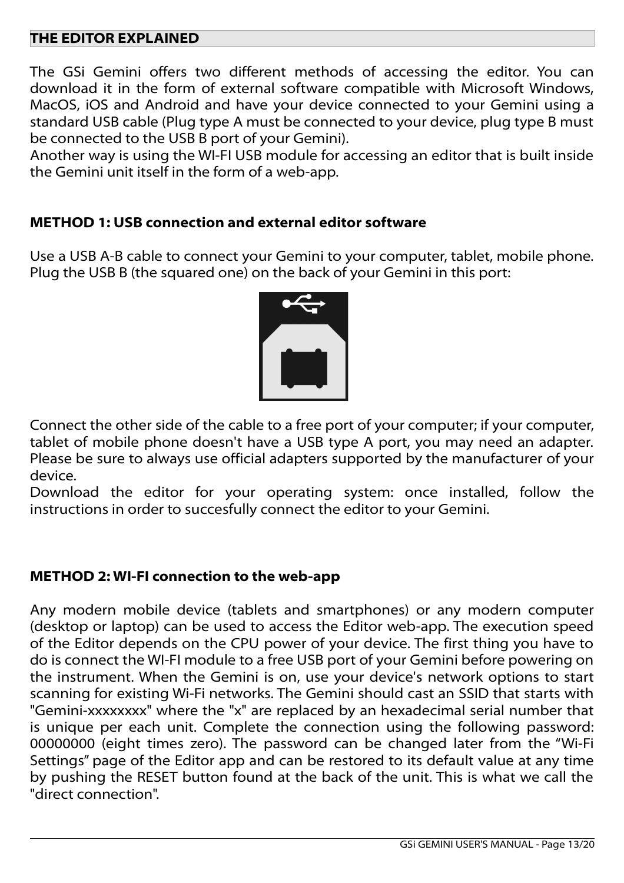## THE EDITOR EXPLAINED

The GSi Gemini offers two different methods of accessing the editor. You can download it in the form of external software compatible with Microsoft Windows, MacOS, iOS and Android and have your device connected to your Gemini using a standard USB cable (Plug type A must be connected to your device, plug type B must be connected to the USB B port of your Gemini).
Another way is using the WI-FI USB module for accessing an editor that is built inside the Gemini unit itself in the form of a web-app.

### METHOD 1: USB connection and external editor software

Use a USB A-B cable to connect your Gemini to your computer, tablet, mobile phone. Plug the USB B (the squared one) on the back of your Gemini in this port:

Connect the other side of the cable to a free port of your computer; if your computer, tablet of mobile phone doesn't have a USB type A port, you may need an adapter. Please be sure to always use official adapters supported by the manufacturer of your device.
Download the editor for your operating system: once installed, follow the instructions in order to succesfully connect the editor to your Gemini.

### METHOD 2: WI-FI connection to the web-app

Any modern mobile device (tablets and smartphones) or any modern computer (desktop or laptop) can be used to access the Editor web-app. The execution speed of the Editor depends on the CPU power of your device. The first thing you have to do is connect the WI-FI module to a free USB port of your Gemini before powering on the instrument. When the Gemini is on, use your device's network options to start scanning for existing Wi-Fi networks. The Gemini should cast an SSID that starts with "Gemini-xxxxxxxx" where the "x" are replaced by an hexadecimal serial number that is unique per each unit. Complete the connection using the following password: 00000000 (eight times zero). The password can be changed later from the "Wi-Fi Settings" page of the Editor app and can be restored to its default value at any time by pushing the RESET button found at the back of the unit. This is what we call the "direct connection".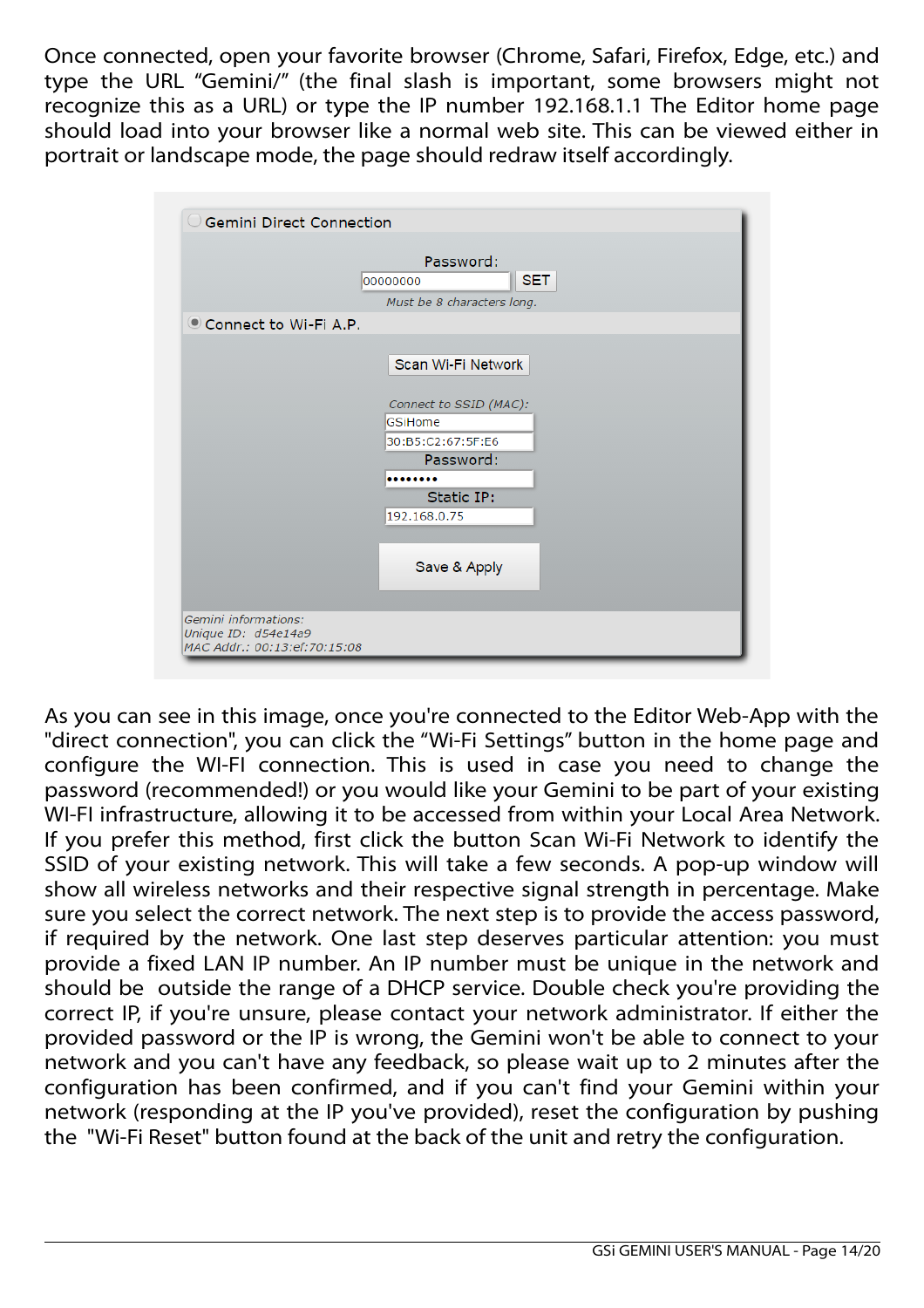Once connected, open your favorite browser (Chrome, Safari, Firefox, Edge, etc.) and type the URL "Gemini/" (the final slash is important, some browsers might not recognize this as a URL) or type the IP number 192.168.1.1 The Editor home page should load into your browser like a normal web site. This can be viewed either in portrait or landscape mode, the page should redraw itself accordingly.

As you can see in this image, once you're connected to the Editor Web-App with the "direct connection", you can click the "Wi-Fi Settings" button in the home page and configure the WI-FI connection. This is used in case you need to change the password (recommended!) or you would like your Gemini to be part of your existing WI-FI infrastructure, allowing it to be accessed from within your Local Area Network. If you prefer this method, first click the button Scan Wi-Fi Network to identify the SSID of your existing network. This will take a few seconds. A pop-up window will show all wireless networks and their respective signal strength in percentage. Make sure you select the correct network. The next step is to provide the access password, if required by the network. One last step deserves particular attention: you must provide a fixed LAN IP number. An IP number must be unique in the network and should be outside the range of a DHCP service. Double check you're providing the correct IP, if you're unsure, please contact your network administrator. If either the provided password or the IP is wrong, the Gemini won't be able to connect to your network and you can't have any feedback, so please wait up to 2 minutes after the configuration has been confirmed, and if you can't find your Gemini within your network (responding at the IP you've provided), reset the configuration by pushing the "Wi-Fi Reset" button found at the back of the unit and retry the configuration.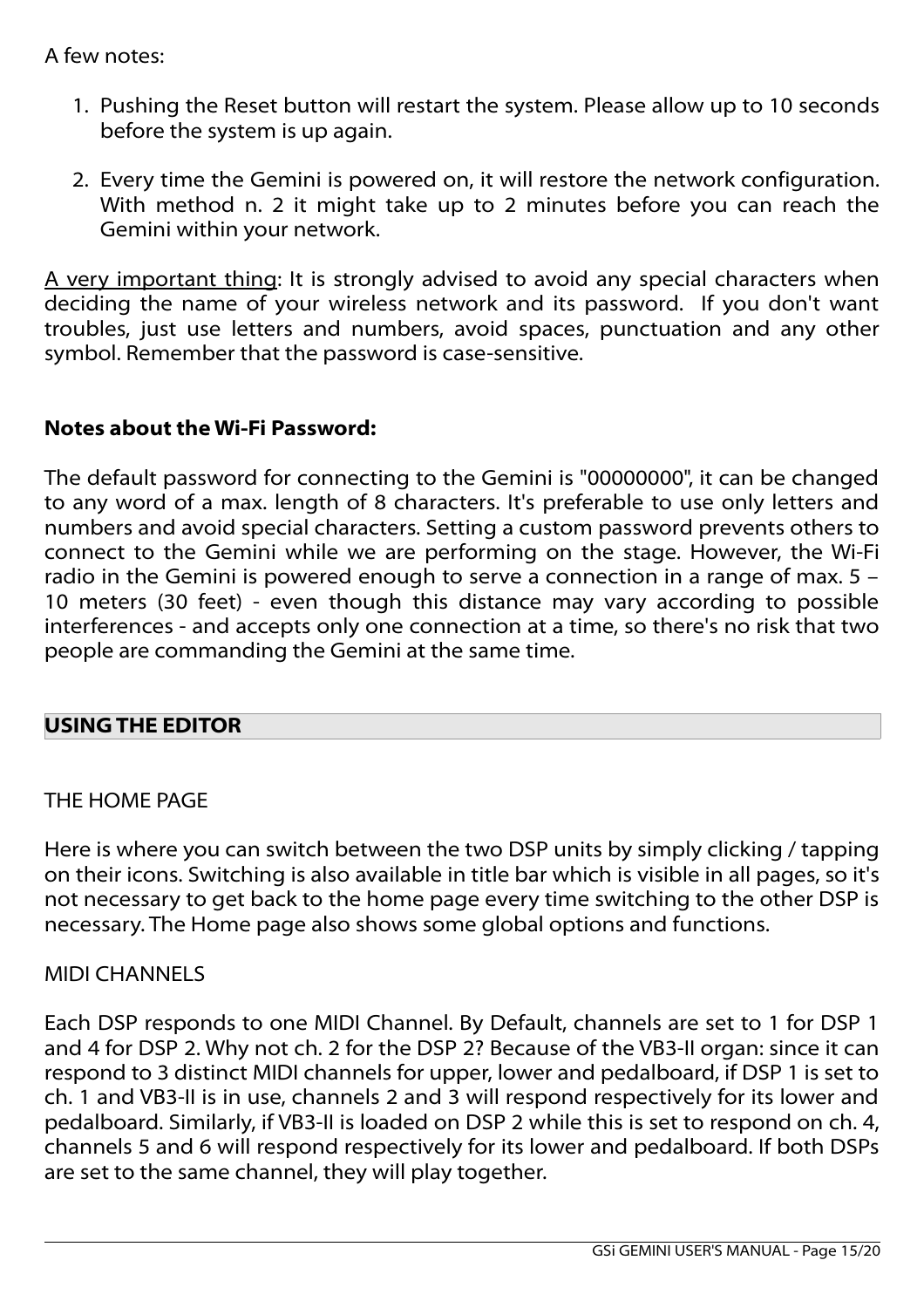A few notes:

1. Pushing the Reset button will restart the system. Please allow up to 10 seconds before the system is up again.

2. Every time the Gemini is powered on, it will restore the network configuration. With method n. 2 it might take up to 2 minutes before you can reach the Gemini within your network.

<u>A very important thing</u>: It is strongly advised to avoid any special characters when deciding the name of your wireless network and its password. If you don't want troubles, just use letters and numbers, avoid spaces, punctuation and any other symbol. Remember that the password is case-sensitive.

**Notes about the Wi-Fi Password:**

The default password for connecting to the Gemini is "00000000", it can be changed to any word of a max. length of 8 characters. It's preferable to use only letters and numbers and avoid special characters. Setting a custom password prevents others to connect to the Gemini while we are performing on the stage. However, the Wi-Fi radio in the Gemini is powered enough to serve a connection in a range of max. 5 – 10 meters (30 feet) - even though this distance may vary according to possible interferences - and accepts only one connection at a time, so there's no risk that two people are commanding the Gemini at the same time.

## USING THE EDITOR

### THE HOME PAGE

Here is where you can switch between the two DSP units by simply clicking / tapping on their icons. Switching is also available in title bar which is visible in all pages, so it's not necessary to get back to the home page every time switching to the other DSP is necessary. The Home page also shows some global options and functions.

### MIDI CHANNELS

Each DSP responds to one MIDI Channel. By Default, channels are set to 1 for DSP 1 and 4 for DSP 2. Why not ch. 2 for the DSP 2? Because of the VB3-II organ: since it can respond to 3 distinct MIDI channels for upper, lower and pedalboard, if DSP 1 is set to ch. 1 and VB3-II is in use, channels 2 and 3 will respond respectively for its lower and pedalboard. Similarly, if VB3-II is loaded on DSP 2 while this is set to respond on ch. 4, channels 5 and 6 will respond respectively for its lower and pedalboard. If both DSPs are set to the same channel, they will play together.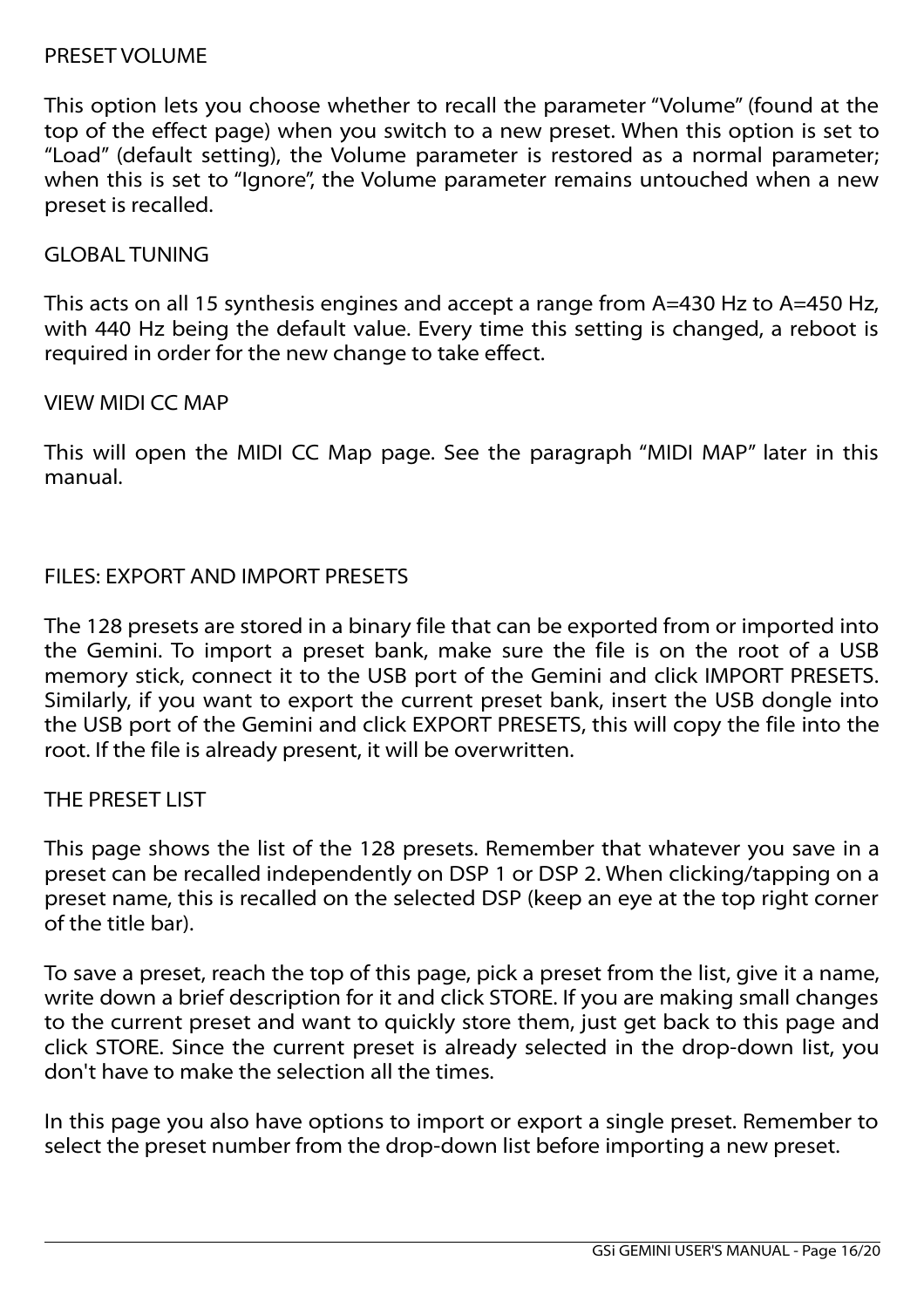## PRESET VOLUME

This option lets you choose whether to recall the parameter “Volume” (found at the top of the effect page) when you switch to a new preset. When this option is set to “Load” (default setting), the Volume parameter is restored as a normal parameter; when this is set to “Ignore”, the Volume parameter remains untouched when a new preset is recalled.

## GLOBAL TUNING

This acts on all 15 synthesis engines and accept a range from A=430 Hz to A=450 Hz, with 440 Hz being the default value. Every time this setting is changed, a reboot is required in order for the new change to take effect.

## VIEW MIDI CC MAP

This will open the MIDI CC Map page. See the paragraph “MIDI MAP” later in this manual.

## FILES: EXPORT AND IMPORT PRESETS

The 128 presets are stored in a binary file that can be exported from or imported into the Gemini. To import a preset bank, make sure the file is on the root of a USB memory stick, connect it to the USB port of the Gemini and click IMPORT PRESETS. Similarly, if you want to export the current preset bank, insert the USB dongle into the USB port of the Gemini and click EXPORT PRESETS, this will copy the file into the root. If the file is already present, it will be overwritten.

## THE PRESET LIST

This page shows the list of the 128 presets. Remember that whatever you save in a preset can be recalled independently on DSP 1 or DSP 2. When clicking/tapping on a preset name, this is recalled on the selected DSP (keep an eye at the top right corner of the title bar).

To save a preset, reach the top of this page, pick a preset from the list, give it a name, write down a brief description for it and click STORE. If you are making small changes to the current preset and want to quickly store them, just get back to this page and click STORE. Since the current preset is already selected in the drop-down list, you don't have to make the selection all the times.

In this page you also have options to import or export a single preset. Remember to select the preset number from the drop-down list before importing a new preset.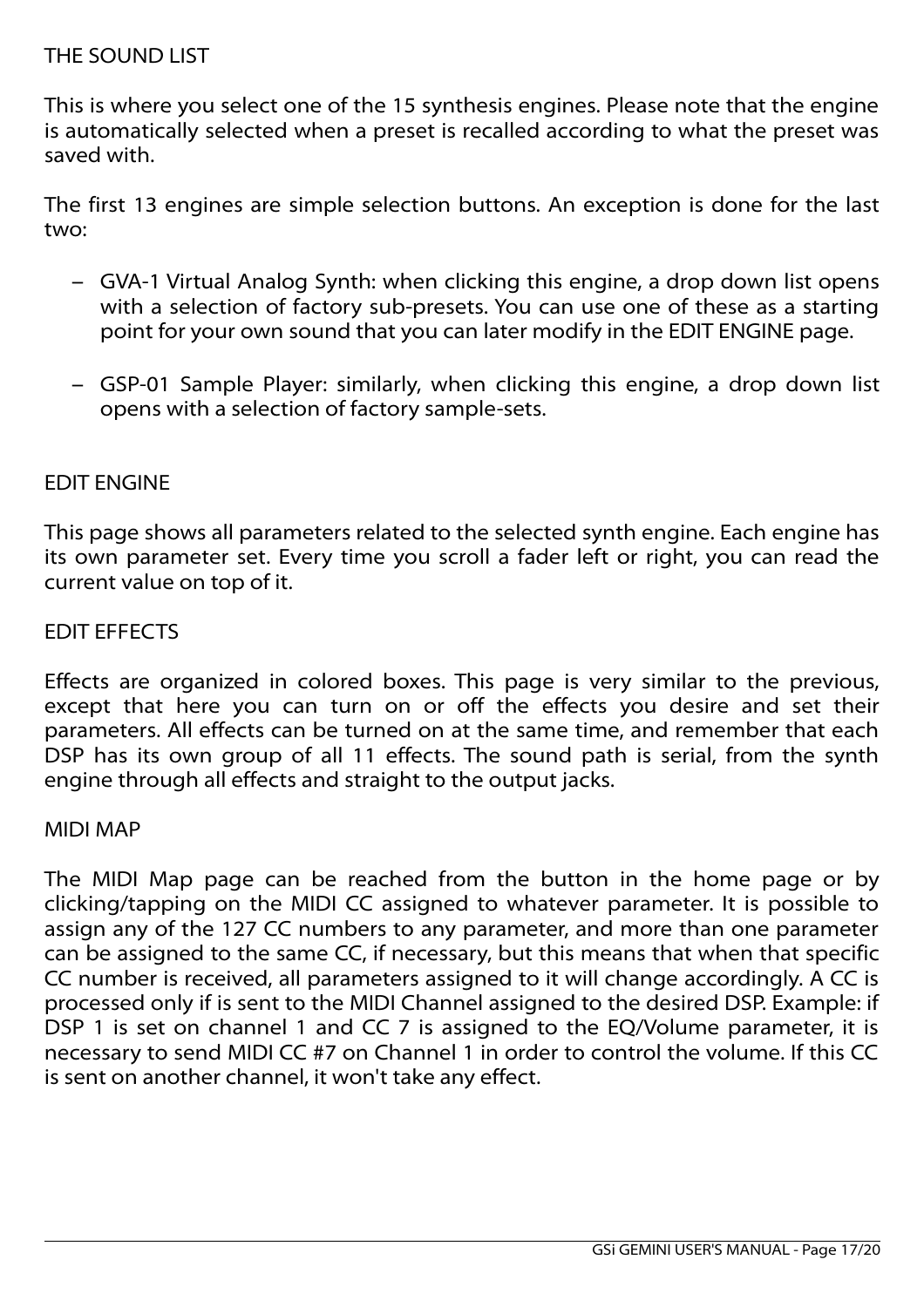## THE SOUND LIST

This is where you select one of the 15 synthesis engines. Please note that the engine is automatically selected when a preset is recalled according to what the preset was saved with.

The first 13 engines are simple selection buttons. An exception is done for the last two:

- GVA-1 Virtual Analog Synth: when clicking this engine, a drop down list opens with a selection of factory sub-presets. You can use one of these as a starting point for your own sound that you can later modify in the EDIT ENGINE page.
- GSP-01 Sample Player: similarly, when clicking this engine, a drop down list opens with a selection of factory sample-sets.

## EDIT ENGINE

This page shows all parameters related to the selected synth engine. Each engine has its own parameter set. Every time you scroll a fader left or right, you can read the current value on top of it.

## EDIT EFFECTS

Effects are organized in colored boxes. This page is very similar to the previous, except that here you can turn on or off the effects you desire and set their parameters. All effects can be turned on at the same time, and remember that each DSP has its own group of all 11 effects. The sound path is serial, from the synth engine through all effects and straight to the output jacks.

## MIDI MAP

The MIDI Map page can be reached from the button in the home page or by clicking/tapping on the MIDI CC assigned to whatever parameter. It is possible to assign any of the 127 CC numbers to any parameter, and more than one parameter can be assigned to the same CC, if necessary, but this means that when that specific CC number is received, all parameters assigned to it will change accordingly. A CC is processed only if is sent to the MIDI Channel assigned to the desired DSP. Example: if DSP 1 is set on channel 1 and CC 7 is assigned to the EQ/Volume parameter, it is necessary to send MIDI CC #7 on Channel 1 in order to control the volume. If this CC is sent on another channel, it won't take any effect.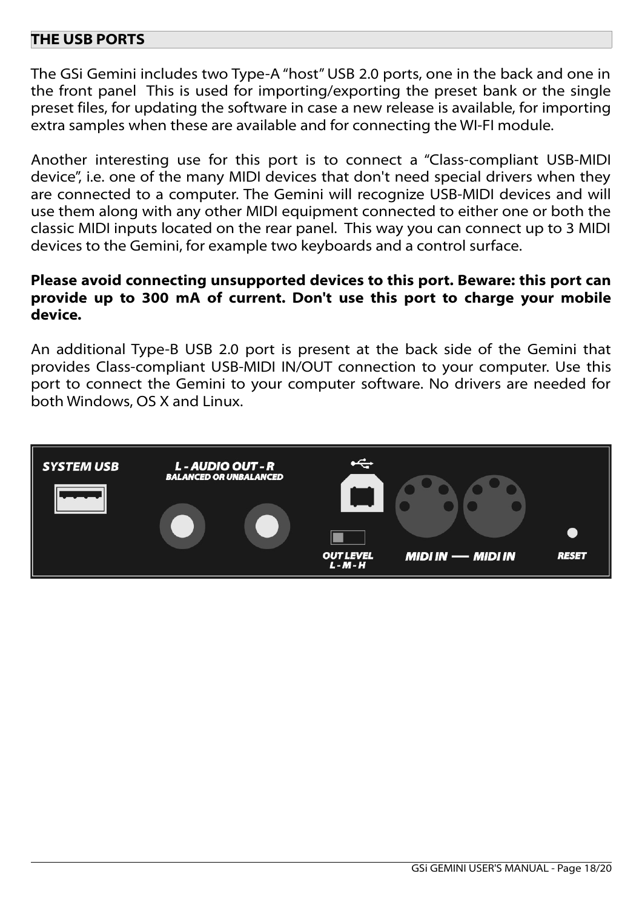## THE USB PORTS

The GSi Gemini includes two Type-A “host” USB 2.0 ports, one in the back and one in the front panel  This is used for importing/exporting the preset bank or the single preset files, for updating the software in case a new release is available, for importing extra samples when these are available and for connecting the WI-FI module.

Another interesting use for this port is to connect a “Class-compliant USB-MIDI device”, i.e. one of the many MIDI devices that don't need special drivers when they are connected to a computer. The Gemini will recognize USB-MIDI devices and will use them along with any other MIDI equipment connected to either one or both the classic MIDI inputs located on the rear panel.  This way you can connect up to 3 MIDI devices to the Gemini, for example two keyboards and a control surface.

**Please avoid connecting unsupported devices to this port. Beware: this port can provide up to 300 mA of current. Don't use this port to charge your mobile device.**

An additional Type-B USB 2.0 port is present at the back side of the Gemini that provides Class-compliant USB-MIDI IN/OUT connection to your computer. Use this port to connect the Gemini to your computer software. No drivers are needed for both Windows, OS X and Linux.

SYSTEM USB — L - AUDIO OUT - R (BALANCED OR UNBALANCED) — OUT LEVEL L - M - H — MIDI IN — MIDI IN — RESET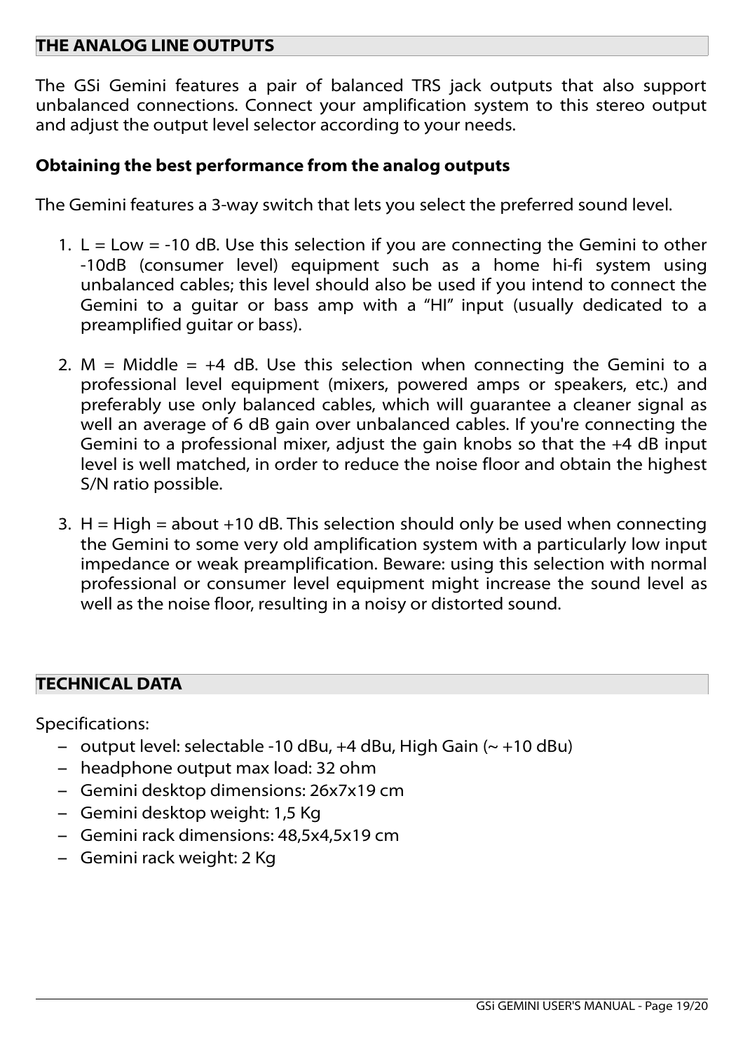## THE ANALOG LINE OUTPUTS

The GSi Gemini features a pair of balanced TRS jack outputs that also support unbalanced connections. Connect your amplification system to this stereo output and adjust the output level selector according to your needs.

### Obtaining the best performance from the analog outputs

The Gemini features a 3-way switch that lets you select the preferred sound level.

1. L = Low = -10 dB. Use this selection if you are connecting the Gemini to other -10dB (consumer level) equipment such as a home hi-fi system using unbalanced cables; this level should also be used if you intend to connect the Gemini to a guitar or bass amp with a “HI” input (usually dedicated to a preamplified guitar or bass).

2. M = Middle = +4 dB. Use this selection when connecting the Gemini to a professional level equipment (mixers, powered amps or speakers, etc.) and preferably use only balanced cables, which will guarantee a cleaner signal as well an average of 6 dB gain over unbalanced cables. If you're connecting the Gemini to a professional mixer, adjust the gain knobs so that the +4 dB input level is well matched, in order to reduce the noise floor and obtain the highest S/N ratio possible.

3. H = High = about +10 dB. This selection should only be used when connecting the Gemini to some very old amplification system with a particularly low input impedance or weak preamplification. Beware: using this selection with normal professional or consumer level equipment might increase the sound level as well as the noise floor, resulting in a noisy or distorted sound.

## TECHNICAL DATA

Specifications:

- output level: selectable -10 dBu, +4 dBu, High Gain (~ +10 dBu)
- headphone output max load: 32 ohm
- Gemini desktop dimensions: 26x7x19 cm
- Gemini desktop weight: 1,5 Kg
- Gemini rack dimensions: 48,5x4,5x19 cm
- Gemini rack weight: 2 Kg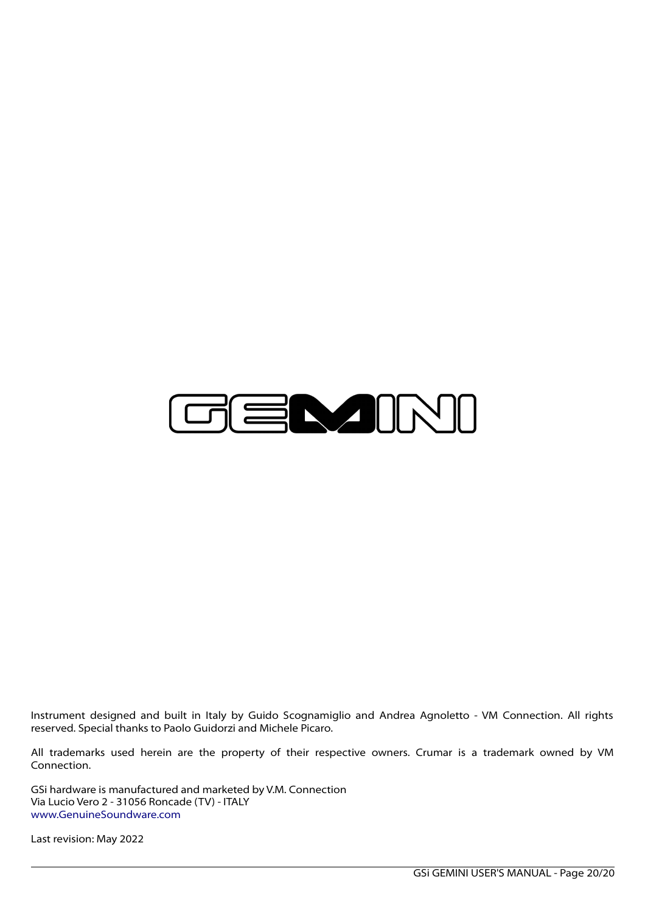GEMINI

Instrument designed and built in Italy by Guido Scognamiglio and Andrea Agnoletto - VM Connection. All rights reserved. Special thanks to Paolo Guidorzi and Michele Picaro.

All trademarks used herein are the property of their respective owners. Crumar is a trademark owned by VM Connection.

GSi hardware is manufactured and marketed by V.M. Connection
Via Lucio Vero 2 - 31056 Roncade (TV) - ITALY
www.GenuineSoundware.com

Last revision: May 2022